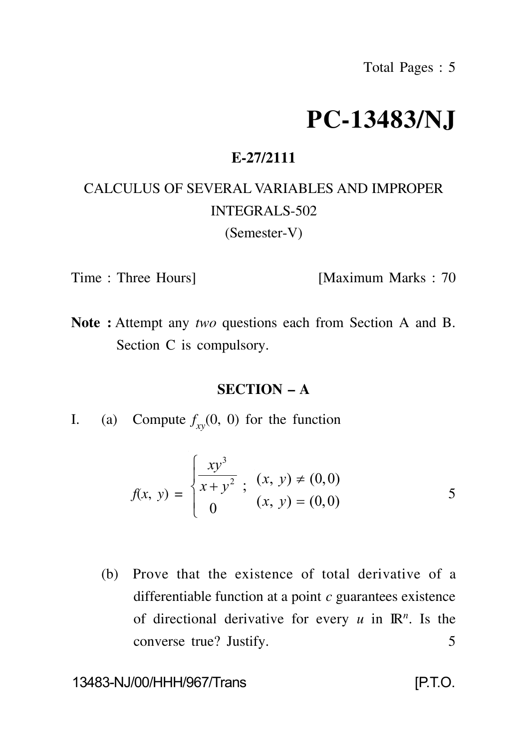# PC-13483/NJ

**E-27/2111**

CALCULUS OF SEVERAL VARIABLES AND IMPROPER INTEGRALS-502

(Semester-V)

Time : Three Hours] [Maximum Marks : 70

**Note :** Attempt any *two* questions each from Section A and B. Section C is compulsory.

## SECTION – A

I. (a) Compute $f_{xy}(0, 0)$ for the function

$$f(x, y) = \begin{cases} \dfrac{xy^3}{x+y^2} \; ; & (x, y) \neq (0,0) \\ 0 & (x, y) = (0,0) \end{cases}$$ 5

(b) Prove that the existence of total derivative of a differentiable function at a point $c$ guarantees existence of directional derivative for every $u$ in $\mathbb{R}^n$. Is the converse true? Justify. 5

13483-NJ/00/HHH/967/Trans [P.T.O.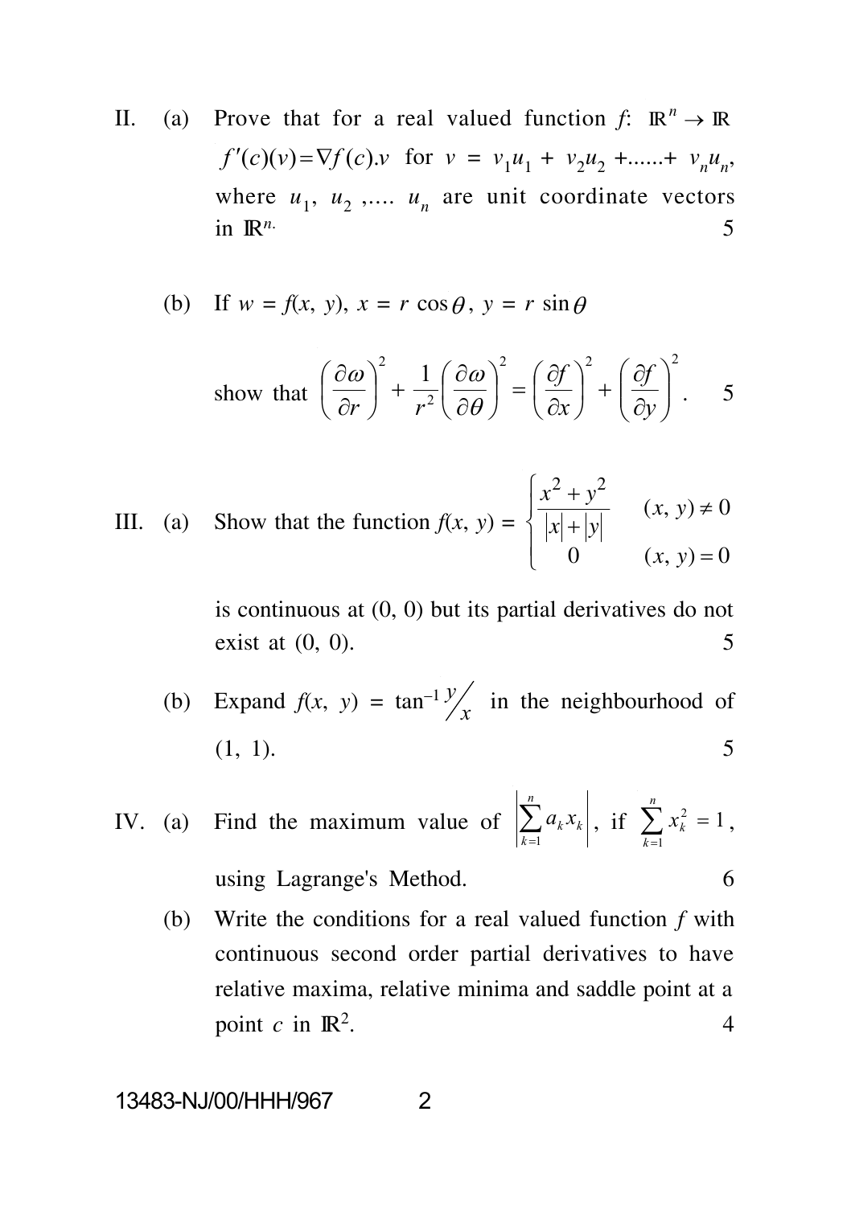II. (a) Prove that for a real valued function $f$: $\mathbb{R}^n \to \mathbb{R}$ $f'(c)(v) = \nabla f(c).v$ for $v = v_1 u_1 + v_2 u_2 + ...... + v_n u_n$, where $u_1, u_2, .... u_n$ are unit coordinate vectors in $\mathbb{R}^n$. 5

(b) If $w = f(x, y)$, $x = r \cos\theta$, $y = r \sin\theta$

show that $\left(\dfrac{\partial \omega}{\partial r}\right)^2 + \dfrac{1}{r^2}\left(\dfrac{\partial \omega}{\partial \theta}\right)^2 = \left(\dfrac{\partial f}{\partial x}\right)^2 + \left(\dfrac{\partial f}{\partial y}\right)^2$. 5

III. (a) Show that the function $f(x, y) = \begin{cases} \dfrac{x^2 + y^2}{|x| + |y|} & (x, y) \neq 0 \\ 0 & (x, y) = 0 \end{cases}$

is continuous at (0, 0) but its partial derivatives do not exist at (0, 0). 5

(b) Expand $f(x, y) = \tan^{-1} y/x$ in the neighbourhood of (1, 1). 5

IV. (a) Find the maximum value of $\left|\sum_{k=1}^{n} a_k x_k\right|$, if $\sum_{k=1}^{n} x_k^2 = 1$, using Lagrange's Method. 6

(b) Write the conditions for a real valued function $f$ with continuous second order partial derivatives to have relative maxima, relative minima and saddle point at a point $c$ in $\mathbb{R}^2$. 4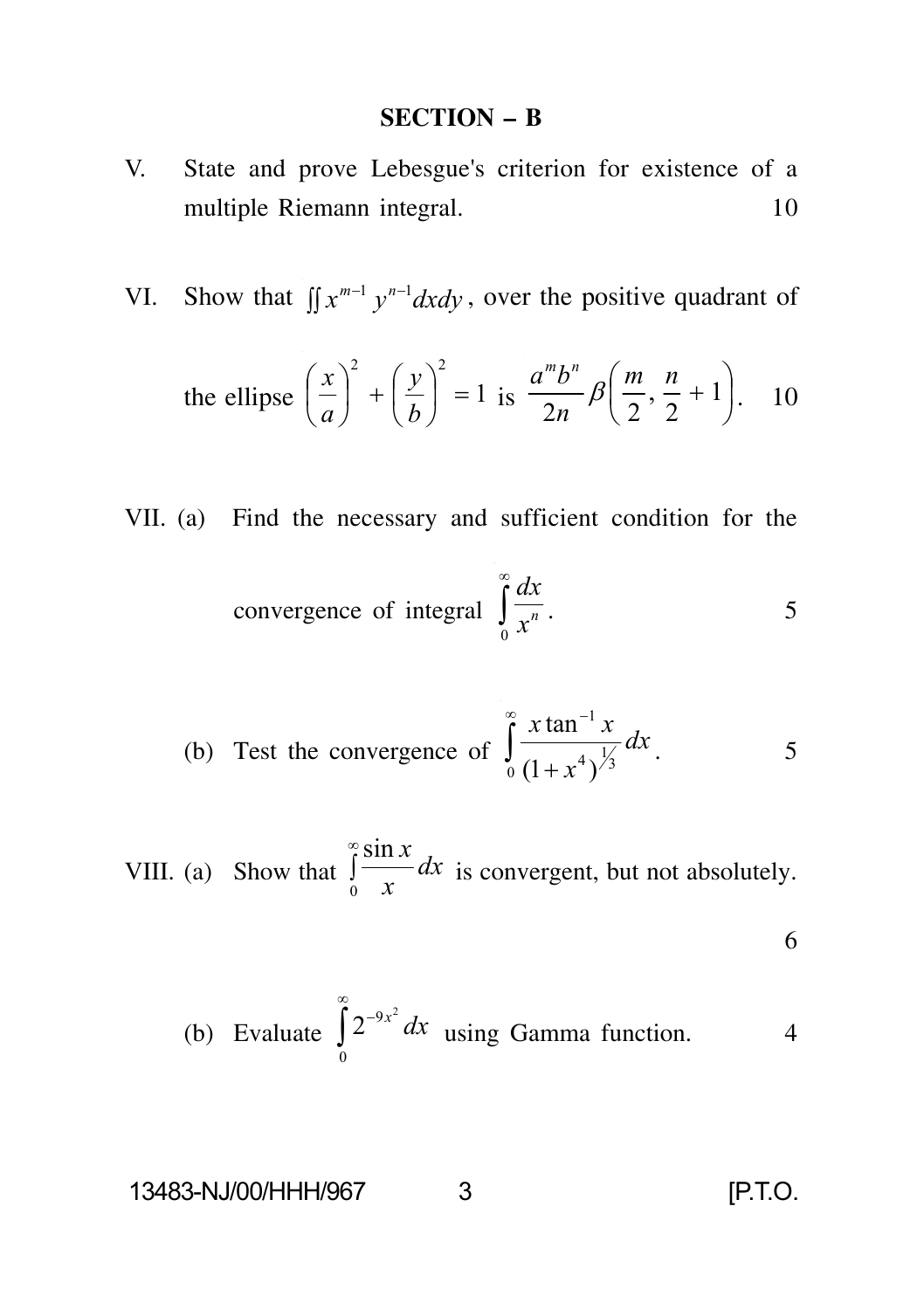## SECTION – B

V. State and prove Lebesgue's criterion for existence of a multiple Riemann integral. 10

VI. Show that $\iint x^{m-1} y^{n-1} dxdy$, over the positive quadrant of the ellipse $\left(\frac{x}{a}\right)^2 + \left(\frac{y}{b}\right)^2 = 1$ is $\frac{a^m b^n}{2n} \beta\left(\frac{m}{2}, \frac{n}{2} + 1\right)$. 10

VII. (a) Find the necessary and sufficient condition for the convergence of integral $\int_0^\infty \frac{dx}{x^n}$. 5

(b) Test the convergence of $\int_0^\infty \frac{x \tan^{-1} x}{(1+x^4)^{1/3}} dx$. 5

VIII. (a) Show that $\int_0^\infty \frac{\sin x}{x} dx$ is convergent, but not absolutely. 6

(b) Evaluate $\int_0^\infty 2^{-9x^2} dx$ using Gamma function. 4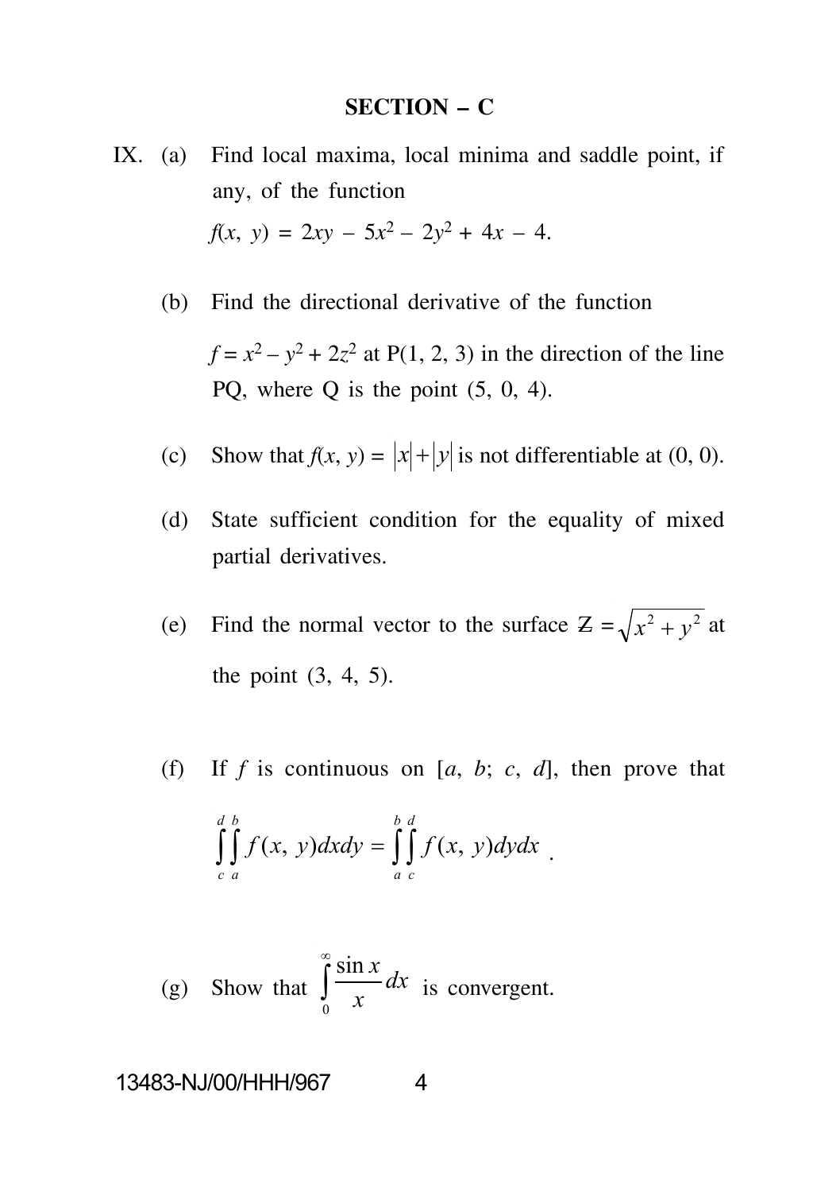## SECTION – C

IX. (a) Find local maxima, local minima and saddle point, if any, of the function

$f(x, y) = 2xy - 5x^2 - 2y^2 + 4x - 4.$

(b) Find the directional derivative of the function

$f = x^2 - y^2 + 2z^2$ at P(1, 2, 3) in the direction of the line PQ, where Q is the point (5, 0, 4).

(c) Show that $f(x, y) = |x| + |y|$ is not differentiable at (0, 0).

(d) State sufficient condition for the equality of mixed partial derivatives.

(e) Find the normal vector to the surface $Z = \sqrt{x^2 + y^2}$ at the point (3, 4, 5).

(f) If $f$ is continuous on $[a, b; c, d]$, then prove that

$$\int_c^d \int_a^b f(x, y) dx dy = \int_a^b \int_c^d f(x, y) dy dx .$$

(g) Show that $\int_0^\infty \frac{\sin x}{x} dx$ is convergent.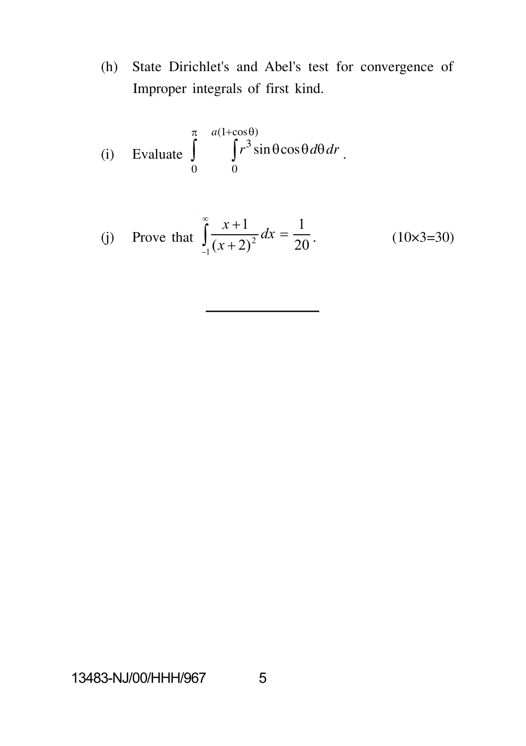(h) State Dirichlet's and Abel's test for convergence of Improper integrals of first kind.

(i) Evaluate $\int_0^{\pi} \int_0^{a(1+\cos\theta)} r^3 \sin\theta \cos\theta \, d\theta \, dr$.

(j) Prove that $\int_{-1}^{\infty} \frac{x+1}{(x+2)^2} dx = \frac{1}{20}$. (10×3=30)

---

13483-NJ/00/HHH/967